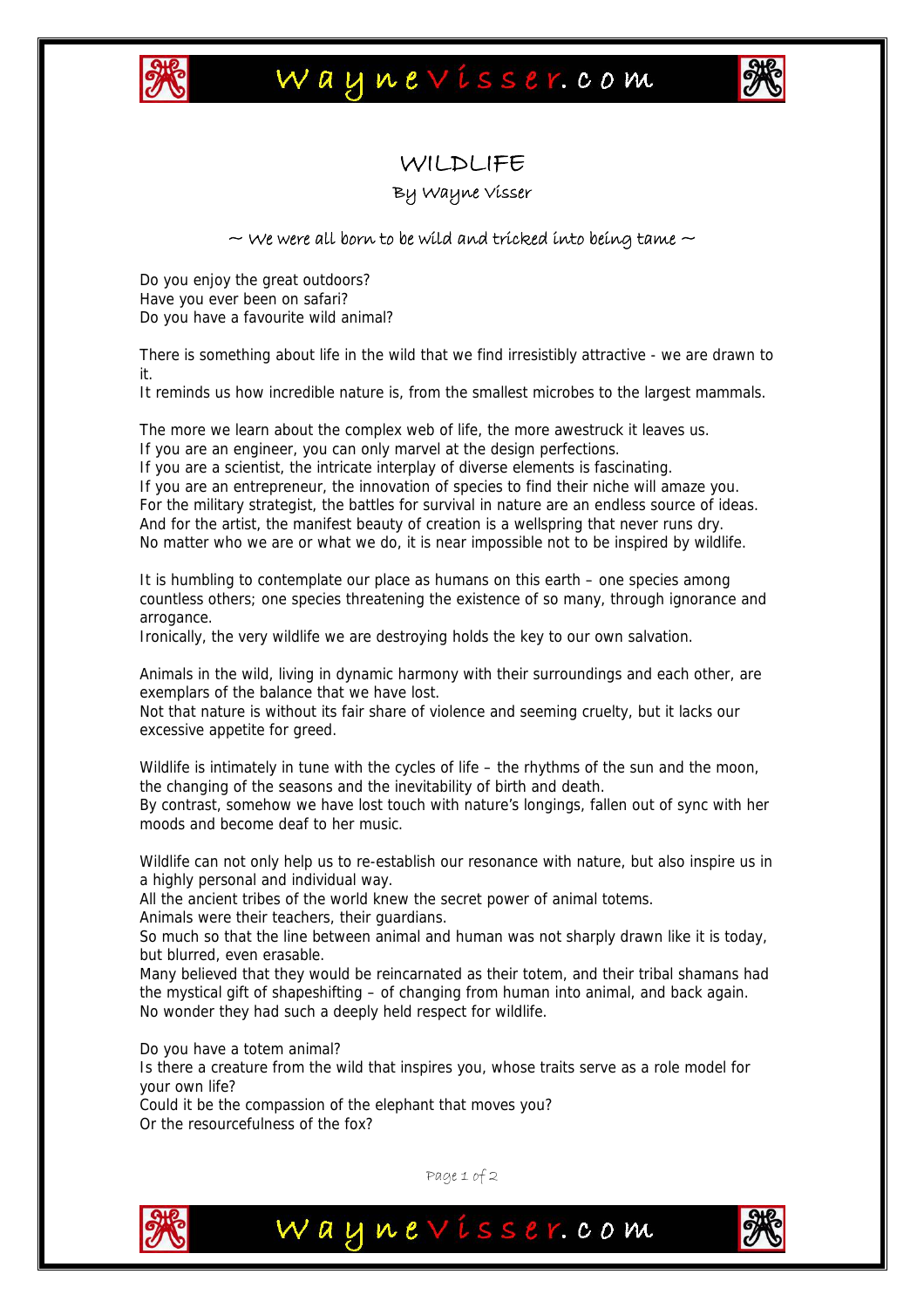# WILDLIFE

By Wayne Visser

*~ We were all born to be wild and tricked into being tame ~*

Do you enjoy the great outdoors?
Have you ever been on safari?
Do you have a favourite wild animal?

There is something about life in the wild that we find irresistibly attractive - we are drawn to it.
It reminds us how incredible nature is, from the smallest microbes to the largest mammals.

The more we learn about the complex web of life, the more awestruck it leaves us.
If you are an engineer, you can only marvel at the design perfections.
If you are a scientist, the intricate interplay of diverse elements is fascinating.
If you are an entrepreneur, the innovation of species to find their niche will amaze you.
For the military strategist, the battles for survival in nature are an endless source of ideas.
And for the artist, the manifest beauty of creation is a wellspring that never runs dry.
No matter who we are or what we do, it is near impossible not to be inspired by wildlife.

It is humbling to contemplate our place as humans on this earth – one species among countless others; one species threatening the existence of so many, through ignorance and arrogance.
Ironically, the very wildlife we are destroying holds the key to our own salvation.

Animals in the wild, living in dynamic harmony with their surroundings and each other, are exemplars of the balance that we have lost.
Not that nature is without its fair share of violence and seeming cruelty, but it lacks our excessive appetite for greed.

Wildlife is intimately in tune with the cycles of life – the rhythms of the sun and the moon, the changing of the seasons and the inevitability of birth and death.
By contrast, somehow we have lost touch with nature's longings, fallen out of sync with her moods and become deaf to her music.

Wildlife can not only help us to re-establish our resonance with nature, but also inspire us in a highly personal and individual way.
All the ancient tribes of the world knew the secret power of animal totems.
Animals were their teachers, their guardians.
So much so that the line between animal and human was not sharply drawn like it is today, but blurred, even erasable.
Many believed that they would be reincarnated as their totem, and their tribal shamans had the mystical gift of shapeshifting – of changing from human into animal, and back again.
No wonder they had such a deeply held respect for wildlife.

Do you have a totem animal?
Is there a creature from the wild that inspires you, whose traits serve as a role model for your own life?
Could it be the compassion of the elephant that moves you?
Or the resourcefulness of the fox?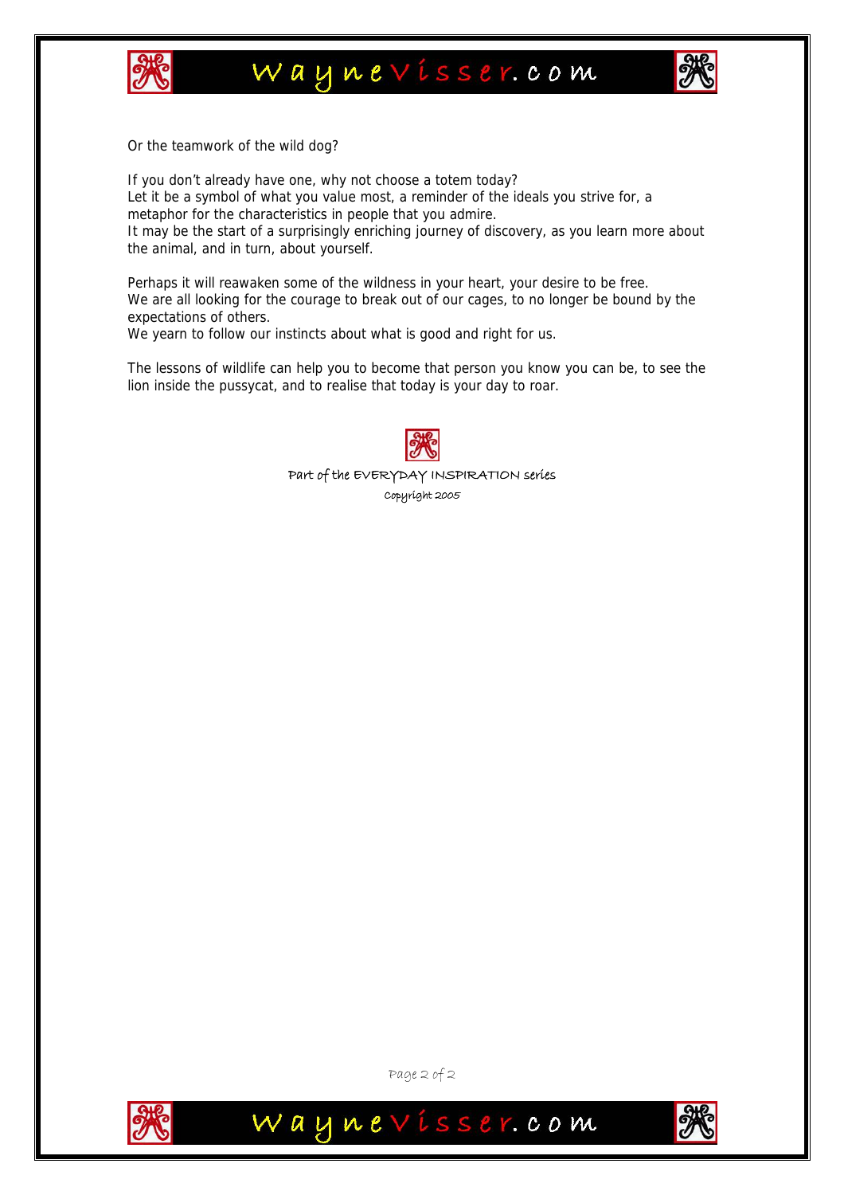Or the teamwork of the wild dog?

If you don't already have one, why not choose a totem today?
Let it be a symbol of what you value most, a reminder of the ideals you strive for, a metaphor for the characteristics in people that you admire.
It may be the start of a surprisingly enriching journey of discovery, as you learn more about the animal, and in turn, about yourself.

Perhaps it will reawaken some of the wildness in your heart, your desire to be free.
We are all looking for the courage to break out of our cages, to no longer be bound by the expectations of others.
We yearn to follow our instincts about what is good and right for us.

The lessons of wildlife can help you to become that person you know you can be, to see the lion inside the pussycat, and to realise that today is your day to roar.

Part of the EVERYDAY INSPIRATION series

Copyright 2005